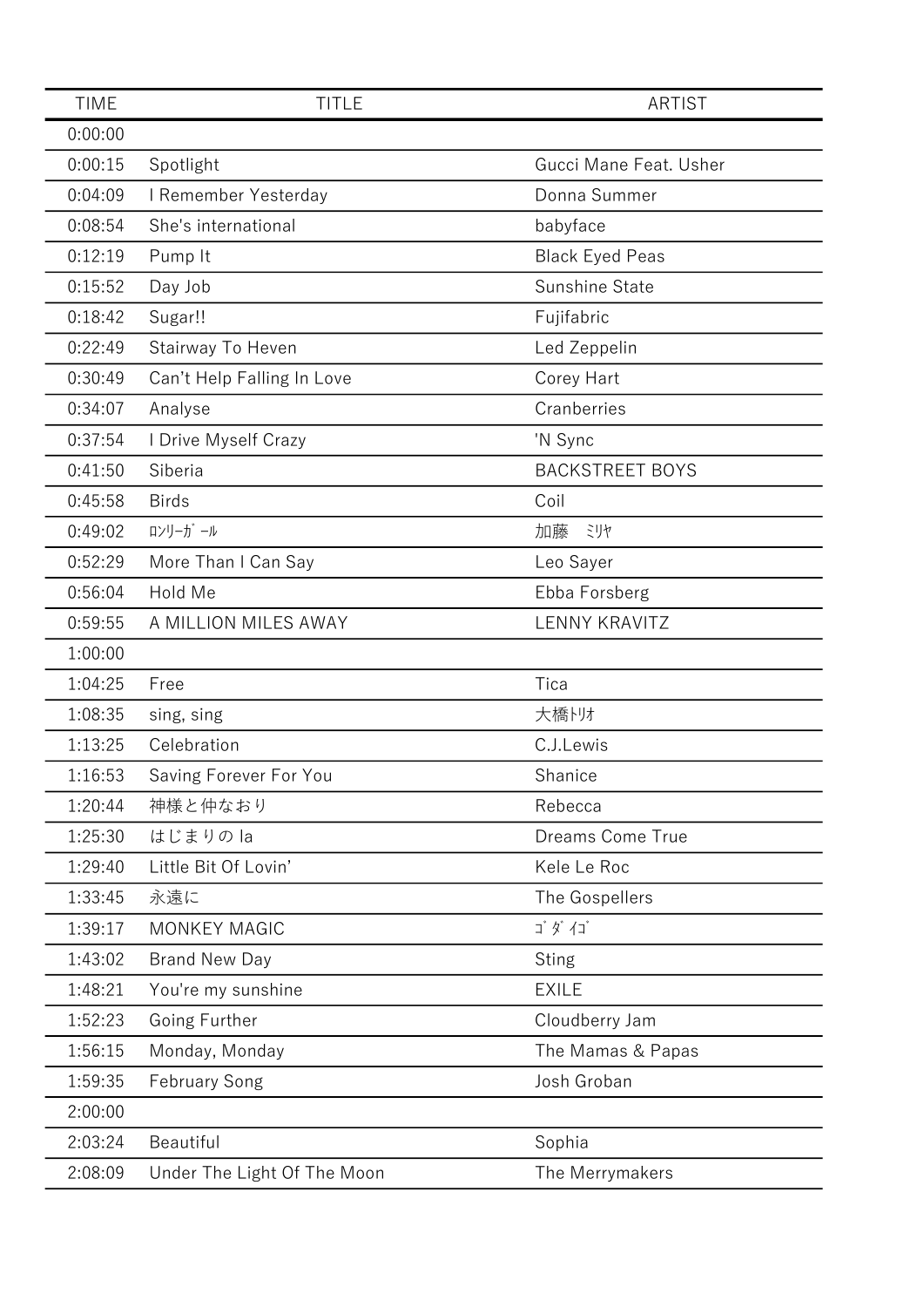| TIME | TITLE | ARTIST |
| --- | --- | --- |
| 0:00:00 | | |
| 0:00:15 | Spotlight | Gucci Mane Feat. Usher |
| 0:04:09 | I Remember Yesterday | Donna Summer |
| 0:08:54 | She's international | babyface |
| 0:12:19 | Pump It | Black Eyed Peas |
| 0:15:52 | Day Job | Sunshine State |
| 0:18:42 | Sugar!! | Fujifabric |
| 0:22:49 | Stairway To Heven | Led Zeppelin |
| 0:30:49 | Can't Help Falling In Love | Corey Hart |
| 0:34:07 | Analyse | Cranberries |
| 0:37:54 | I Drive Myself Crazy | 'N Sync |
| 0:41:50 | Siberia | BACKSTREET BOYS |
| 0:45:58 | Birds | Coil |
| 0:49:02 | ﾛﾝﾘｰｶﾞｰﾙ | 加藤　ﾐﾘﾔ |
| 0:52:29 | More Than I Can Say | Leo Sayer |
| 0:56:04 | Hold Me | Ebba Forsberg |
| 0:59:55 | A MILLION MILES AWAY | LENNY KRAVITZ |
| 1:00:00 | | |
| 1:04:25 | Free | Tica |
| 1:08:35 | sing, sing | 大橋ﾄﾘｵ |
| 1:13:25 | Celebration | C.J.Lewis |
| 1:16:53 | Saving Forever For You | Shanice |
| 1:20:44 | 神様と仲なおり | Rebecca |
| 1:25:30 | はじまりの la | Dreams Come True |
| 1:29:40 | Little Bit Of Lovin' | Kele Le Roc |
| 1:33:45 | 永遠に | The Gospellers |
| 1:39:17 | MONKEY MAGIC | ｺﾞﾀﾞｲｺﾞ |
| 1:43:02 | Brand New Day | Sting |
| 1:48:21 | You're my sunshine | EXILE |
| 1:52:23 | Going Further | Cloudberry Jam |
| 1:56:15 | Monday, Monday | The Mamas & Papas |
| 1:59:35 | February Song | Josh Groban |
| 2:00:00 | | |
| 2:03:24 | Beautiful | Sophia |
| 2:08:09 | Under The Light Of The Moon | The Merrymakers |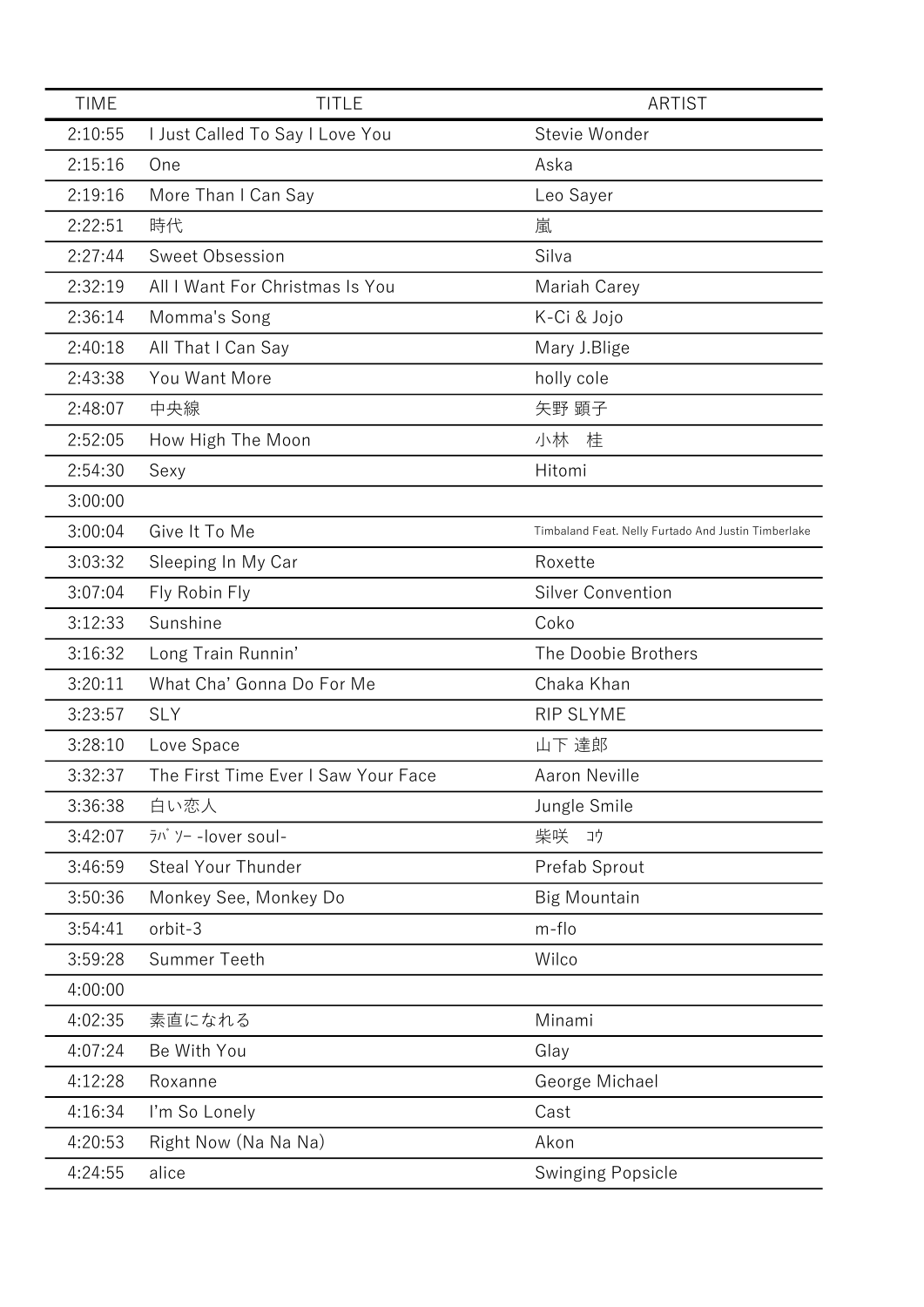| TIME | TITLE | ARTIST |
| --- | --- | --- |
| 2:10:55 | I Just Called To Say I Love You | Stevie Wonder |
| 2:15:16 | One | Aska |
| 2:19:16 | More Than I Can Say | Leo Sayer |
| 2:22:51 | 時代 | 嵐 |
| 2:27:44 | Sweet Obsession | Silva |
| 2:32:19 | All I Want For Christmas Is You | Mariah Carey |
| 2:36:14 | Momma's Song | K-Ci & Jojo |
| 2:40:18 | All That I Can Say | Mary J.Blige |
| 2:43:38 | You Want More | holly cole |
| 2:48:07 | 中央線 | 矢野 顕子 |
| 2:52:05 | How High The Moon | 小林　桂 |
| 2:54:30 | Sexy | Hitomi |
| 3:00:00 | | |
| 3:00:04 | Give It To Me | Timbaland Feat. Nelly Furtado And Justin Timberlake |
| 3:03:32 | Sleeping In My Car | Roxette |
| 3:07:04 | Fly Robin Fly | Silver Convention |
| 3:12:33 | Sunshine | Coko |
| 3:16:32 | Long Train Runnin’ | The Doobie Brothers |
| 3:20:11 | What Cha’ Gonna Do For Me | Chaka Khan |
| 3:23:57 | SLY | RIP SLYME |
| 3:28:10 | Love Space | 山下 達郎 |
| 3:32:37 | The First Time Ever I Saw Your Face | Aaron Neville |
| 3:36:38 | 白い恋人 | Jungle Smile |
| 3:42:07 | ﾗﾊﾞｿｰ -lover soul- | 柴咲　ｺｳ |
| 3:46:59 | Steal Your Thunder | Prefab Sprout |
| 3:50:36 | Monkey See, Monkey Do | Big Mountain |
| 3:54:41 | orbit-3 | m-flo |
| 3:59:28 | Summer Teeth | Wilco |
| 4:00:00 | | |
| 4:02:35 | 素直になれる | Minami |
| 4:07:24 | Be With You | Glay |
| 4:12:28 | Roxanne | George Michael |
| 4:16:34 | I’m So Lonely | Cast |
| 4:20:53 | Right Now (Na Na Na) | Akon |
| 4:24:55 | alice | Swinging Popsicle |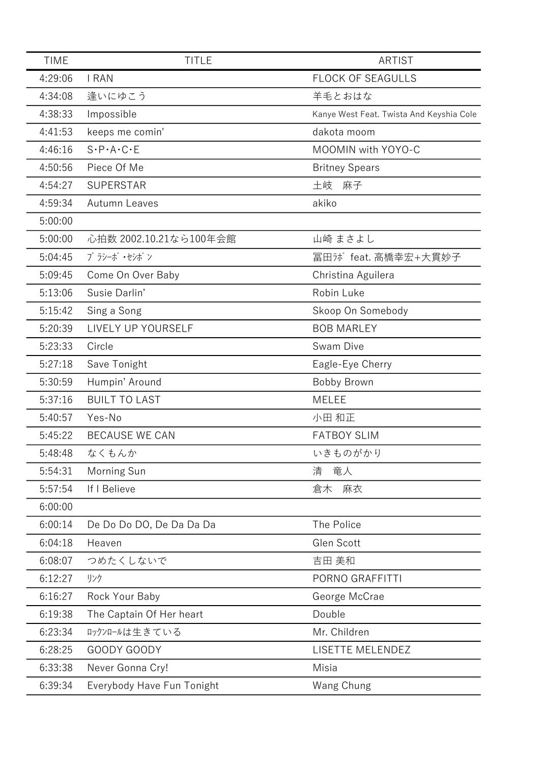| TIME | TITLE | ARTIST |
|---|---|---|
| 4:29:06 | I RAN | FLOCK OF SEAGULLS |
| 4:34:08 | 逢いにゆこう | 羊毛とおはな |
| 4:38:33 | Impossible | Kanye West Feat. Twista And Keyshia Cole |
| 4:41:53 | keeps me comin' | dakota moom |
| 4:46:16 | S･P･A･C･E | MOOMIN with YOYO-C |
| 4:50:56 | Piece Of Me | Britney Spears |
| 4:54:27 | SUPERSTAR | 土岐　麻子 |
| 4:59:34 | Autumn Leaves | akiko |
| 5:00:00 | | |
| 5:00:00 | 心拍数 2002.10.21なら100年会館 | 山崎 まさよし |
| 5:04:45 | ﾌﾟﾗｼｰﾎﾞ・ｾｼﾎﾞﾝ | 冨田ﾗﾎﾞ feat. 高橋幸宏+大貫妙子 |
| 5:09:45 | Come On Over Baby | Christina Aguilera |
| 5:13:06 | Susie Darlin’ | Robin Luke |
| 5:15:42 | Sing a Song | Skoop On Somebody |
| 5:20:39 | LIVELY UP YOURSELF | BOB MARLEY |
| 5:23:33 | Circle | Swam Dive |
| 5:27:18 | Save Tonight | Eagle-Eye Cherry |
| 5:30:59 | Humpin’ Around | Bobby Brown |
| 5:37:16 | BUILT TO LAST | MELEE |
| 5:40:57 | Yes-No | 小田 和正 |
| 5:45:22 | BECAUSE WE CAN | FATBOY SLIM |
| 5:48:48 | なくもんか | いきものがかり |
| 5:54:31 | Morning Sun | 清　竜人 |
| 5:57:54 | If I Believe | 倉木　麻衣 |
| 6:00:00 | | |
| 6:00:14 | De Do Do DO, De Da Da Da | The Police |
| 6:04:18 | Heaven | Glen Scott |
| 6:08:07 | つめたくしないで | 吉田 美和 |
| 6:12:27 | ﾘﾝｸ | PORNO GRAFFITTI |
| 6:16:27 | Rock Your Baby | George McCrae |
| 6:19:38 | The Captain Of Her heart | Double |
| 6:23:34 | ﾛｯｸﾝﾛｰﾙは生きている | Mr. Children |
| 6:28:25 | GOODY GOODY | LISETTE MELENDEZ |
| 6:33:38 | Never Gonna Cry! | Misia |
| 6:39:34 | Everybody Have Fun Tonight | Wang Chung |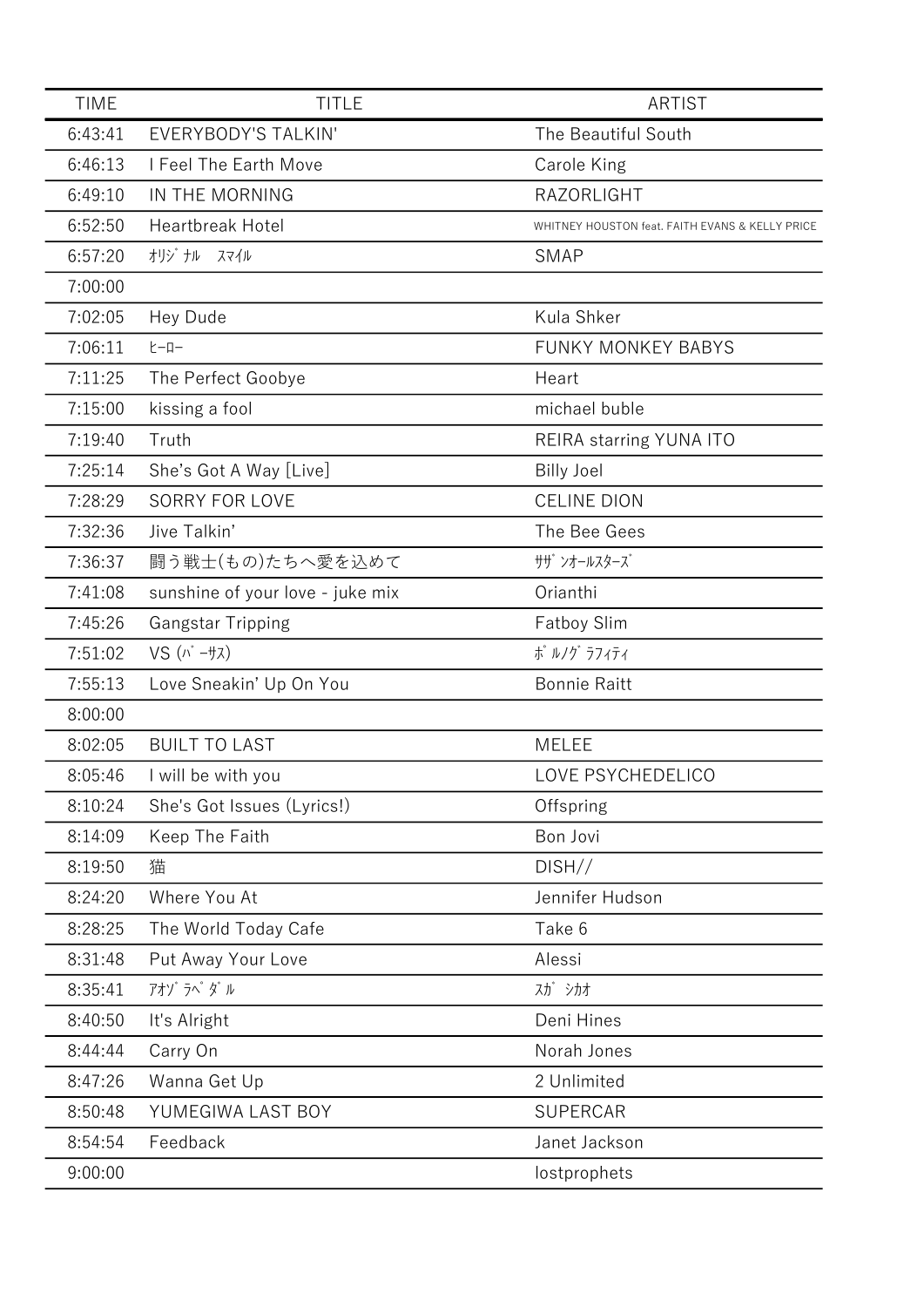| TIME | TITLE | ARTIST |
| --- | --- | --- |
| 6:43:41 | EVERYBODY'S TALKIN' | The Beautiful South |
| 6:46:13 | I Feel The Earth Move | Carole King |
| 6:49:10 | IN THE MORNING | RAZORLIGHT |
| 6:52:50 | Heartbreak Hotel | WHITNEY HOUSTON feat. FAITH EVANS & KELLY PRICE |
| 6:57:20 | ｵﾘｼﾞﾅﾙ　ｽﾏｲﾙ | SMAP |
| 7:00:00 | | |
| 7:02:05 | Hey Dude | Kula Shker |
| 7:06:11 | ﾋｰﾛｰ | FUNKY MONKEY BABYS |
| 7:11:25 | The Perfect Goobye | Heart |
| 7:15:00 | kissing a fool | michael buble |
| 7:19:40 | Truth | REIRA starring YUNA ITO |
| 7:25:14 | She's Got A Way [Live] | Billy Joel |
| 7:28:29 | SORRY FOR LOVE | CELINE DION |
| 7:32:36 | Jive Talkin' | The Bee Gees |
| 7:36:37 | 闘う戦士(もの)たちへ愛を込めて | ｻｻﾞﾝｵｰﾙｽﾀｰｽﾞ |
| 7:41:08 | sunshine of your love - juke mix | Orianthi |
| 7:45:26 | Gangstar Tripping | Fatboy Slim |
| 7:51:02 | VS (ﾊﾞｰｻｽ) | ﾎﾟﾙﾉｸﾞﾗﾌｨﾃｨ |
| 7:55:13 | Love Sneakin' Up On You | Bonnie Raitt |
| 8:00:00 | | |
| 8:02:05 | BUILT TO LAST | MELEE |
| 8:05:46 | I will be with you | LOVE PSYCHEDELICO |
| 8:10:24 | She's Got Issues (Lyrics!) | Offspring |
| 8:14:09 | Keep The Faith | Bon Jovi |
| 8:19:50 | 猫 | DISH// |
| 8:24:20 | Where You At | Jennifer Hudson |
| 8:28:25 | The World Today Cafe | Take 6 |
| 8:31:48 | Put Away Your Love | Alessi |
| 8:35:41 | ｱｵｿﾞﾗﾍﾟﾀﾞﾙ | ｽｶﾞｼｶｵ |
| 8:40:50 | It's Alright | Deni Hines |
| 8:44:44 | Carry On | Norah Jones |
| 8:47:26 | Wanna Get Up | 2 Unlimited |
| 8:50:48 | YUMEGIWA LAST BOY | SUPERCAR |
| 8:54:54 | Feedback | Janet Jackson |
| 9:00:00 | | lostprophets |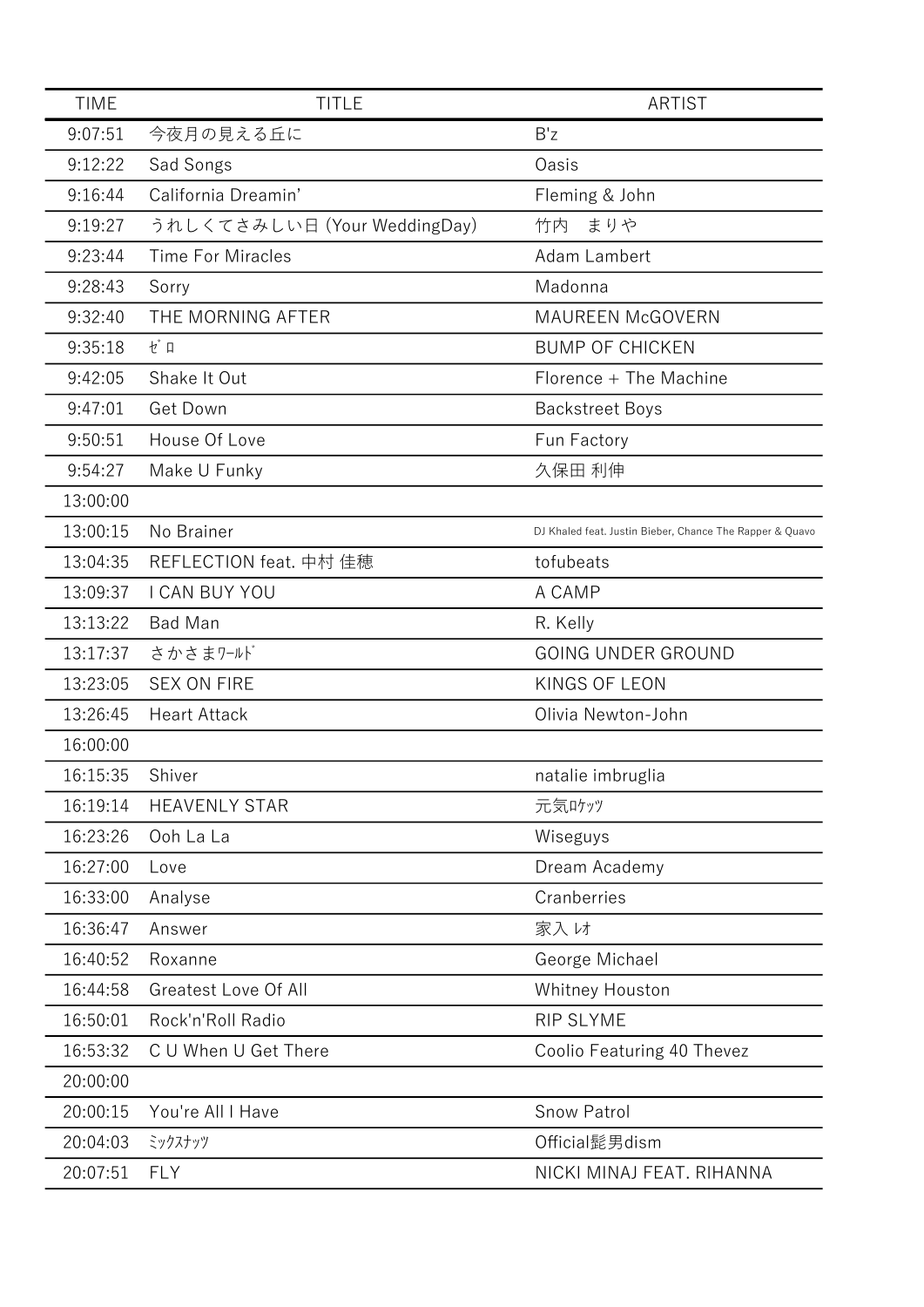| TIME | TITLE | ARTIST |
| --- | --- | --- |
| 9:07:51 | 今夜月の見える丘に | B'z |
| 9:12:22 | Sad Songs | Oasis |
| 9:16:44 | California Dreamin’ | Fleming & John |
| 9:19:27 | うれしくてさみしい日 (Your WeddingDay) | 竹内　まりや |
| 9:23:44 | Time For Miracles | Adam Lambert |
| 9:28:43 | Sorry | Madonna |
| 9:32:40 | THE MORNING AFTER | MAUREEN McGOVERN |
| 9:35:18 | ｾﾞﾛ | BUMP OF CHICKEN |
| 9:42:05 | Shake It Out | Florence + The Machine |
| 9:47:01 | Get Down | Backstreet Boys |
| 9:50:51 | House Of Love | Fun Factory |
| 9:54:27 | Make U Funky | 久保田 利伸 |
| 13:00:00 | | |
| 13:00:15 | No Brainer | DJ Khaled feat. Justin Bieber, Chance The Rapper & Quavo |
| 13:04:35 | REFLECTION feat. 中村 佳穂 | tofubeats |
| 13:09:37 | I CAN BUY YOU | A CAMP |
| 13:13:22 | Bad Man | R. Kelly |
| 13:17:37 | さかさまﾜｰﾙﾄﾞ | GOING UNDER GROUND |
| 13:23:05 | SEX ON FIRE | KINGS OF LEON |
| 13:26:45 | Heart Attack | Olivia Newton-John |
| 16:00:00 | | |
| 16:15:35 | Shiver | natalie imbruglia |
| 16:19:14 | HEAVENLY STAR | 元気ﾛｹｯﾂ |
| 16:23:26 | Ooh La La | Wiseguys |
| 16:27:00 | Love | Dream Academy |
| 16:33:00 | Analyse | Cranberries |
| 16:36:47 | Answer | 家入 ﾚｵ |
| 16:40:52 | Roxanne | George Michael |
| 16:44:58 | Greatest Love Of All | Whitney Houston |
| 16:50:01 | Rock'n'Roll Radio | RIP SLYME |
| 16:53:32 | C U When U Get There | Coolio Featuring 40 Thevez |
| 20:00:00 | | |
| 20:00:15 | You're All I Have | Snow Patrol |
| 20:04:03 | ﾐｯｸｽﾅｯﾂ | Official髭男dism |
| 20:07:51 | FLY | NICKI MINAJ FEAT. RIHANNA |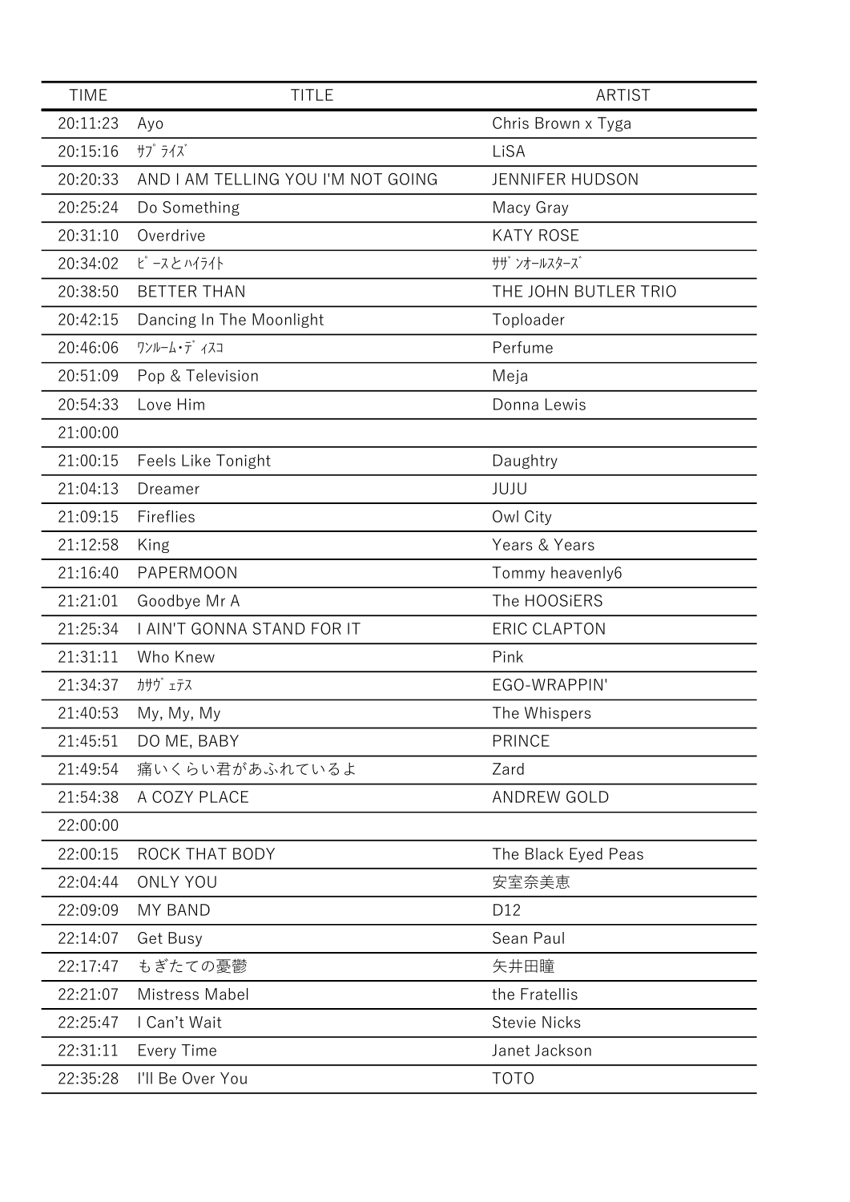| TIME | TITLE | ARTIST |
|---|---|---|
| 20:11:23 | Ayo | Chris Brown x Tyga |
| 20:15:16 | ｻﾌﾟﾗｲｽﾞ | LiSA |
| 20:20:33 | AND I AM TELLING YOU I'M NOT GOING | JENNIFER HUDSON |
| 20:25:24 | Do Something | Macy Gray |
| 20:31:10 | Overdrive | KATY ROSE |
| 20:34:02 | ﾋﾟｰｽとﾊｲﾗｲﾄ | ｻｻﾞﾝｵｰﾙｽﾀｰｽﾞ |
| 20:38:50 | BETTER THAN | THE JOHN BUTLER TRIO |
| 20:42:15 | Dancing In The Moonlight | Toploader |
| 20:46:06 | ﾜﾝﾙｰﾑ･ﾃﾞｨｽｺ | Perfume |
| 20:51:09 | Pop & Television | Meja |
| 20:54:33 | Love Him | Donna Lewis |
| 21:00:00 | | |
| 21:00:15 | Feels Like Tonight | Daughtry |
| 21:04:13 | Dreamer | JUJU |
| 21:09:15 | Fireflies | Owl City |
| 21:12:58 | King | Years & Years |
| 21:16:40 | PAPERMOON | Tommy heavenly6 |
| 21:21:01 | Goodbye Mr A | The HOOSiERS |
| 21:25:34 | I AIN'T GONNA STAND FOR IT | ERIC CLAPTON |
| 21:31:11 | Who Knew | Pink |
| 21:34:37 | ｶｻｳﾞｪﾃｽ | EGO-WRAPPIN' |
| 21:40:53 | My, My, My | The Whispers |
| 21:45:51 | DO ME, BABY | PRINCE |
| 21:49:54 | 痛いくらい君があふれているよ | Zard |
| 21:54:38 | A COZY PLACE | ANDREW GOLD |
| 22:00:00 | | |
| 22:00:15 | ROCK THAT BODY | The Black Eyed Peas |
| 22:04:44 | ONLY YOU | 安室奈美恵 |
| 22:09:09 | MY BAND | D12 |
| 22:14:07 | Get Busy | Sean Paul |
| 22:17:47 | もぎたての憂鬱 | 矢井田瞳 |
| 22:21:07 | Mistress Mabel | the Fratellis |
| 22:25:47 | I Can't Wait | Stevie Nicks |
| 22:31:11 | Every Time | Janet Jackson |
| 22:35:28 | I'll Be Over You | TOTO |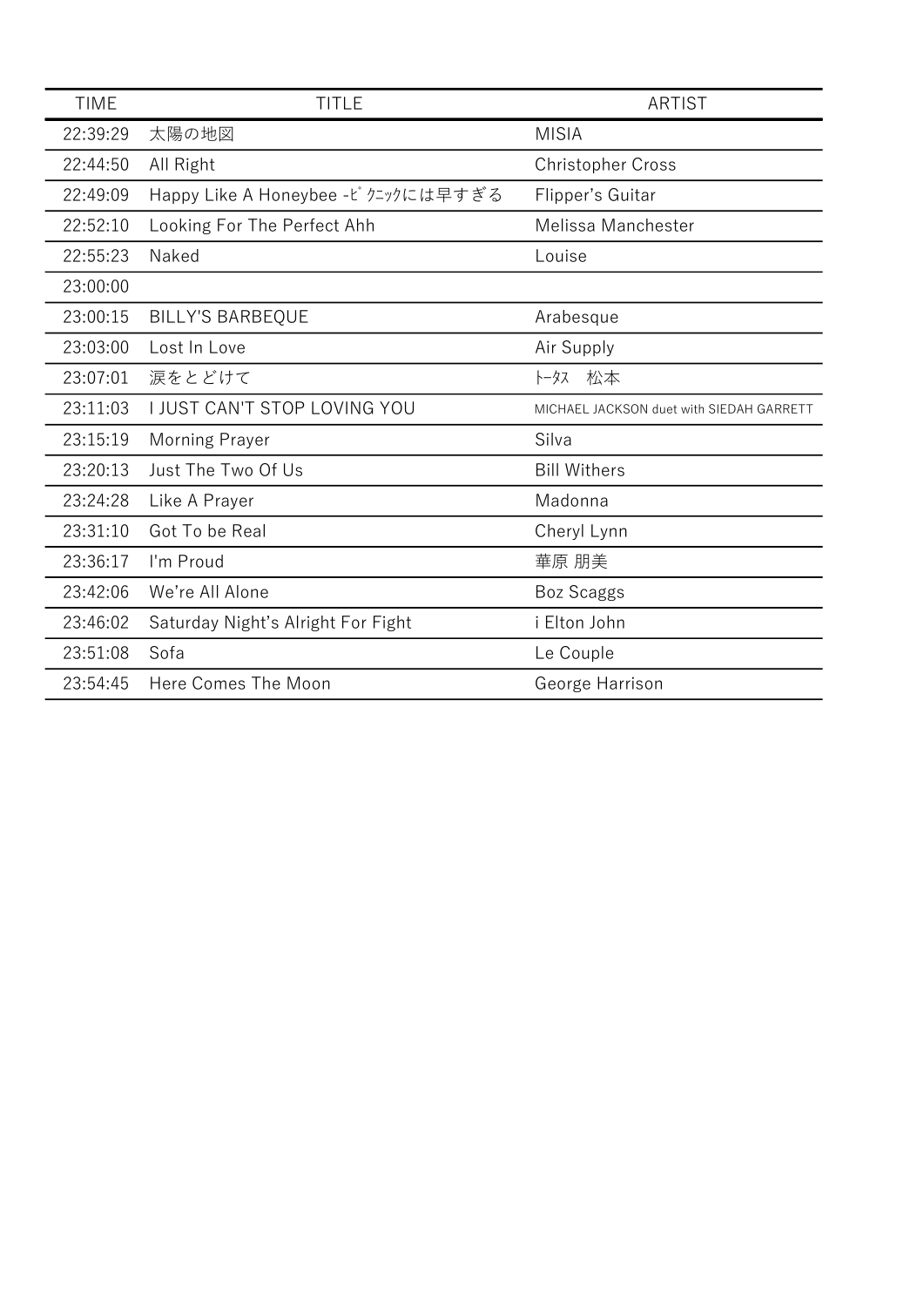| TIME | TITLE | ARTIST |
| --- | --- | --- |
| 22:39:29 | 太陽の地図 | MISIA |
| 22:44:50 | All Right | Christopher Cross |
| 22:49:09 | Happy Like A Honeybee -ﾋﾟｸﾆｯｸには早すぎる | Flipper's Guitar |
| 22:52:10 | Looking For The Perfect Ahh | Melissa Manchester |
| 22:55:23 | Naked | Louise |
| 23:00:00 | | |
| 23:00:15 | BILLY'S BARBEQUE | Arabesque |
| 23:03:00 | Lost In Love | Air Supply |
| 23:07:01 | 涙をとどけて | ﾄｰﾀｽ　松本 |
| 23:11:03 | I JUST CAN'T STOP LOVING YOU | MICHAEL JACKSON duet with SIEDAH GARRETT |
| 23:15:19 | Morning Prayer | Silva |
| 23:20:13 | Just The Two Of Us | Bill Withers |
| 23:24:28 | Like A Prayer | Madonna |
| 23:31:10 | Got To be Real | Cheryl Lynn |
| 23:36:17 | I'm Proud | 華原 朋美 |
| 23:42:06 | We're All Alone | Boz Scaggs |
| 23:46:02 | Saturday Night's Alright For Fight | i Elton John |
| 23:51:08 | Sofa | Le Couple |
| 23:54:45 | Here Comes The Moon | George Harrison |